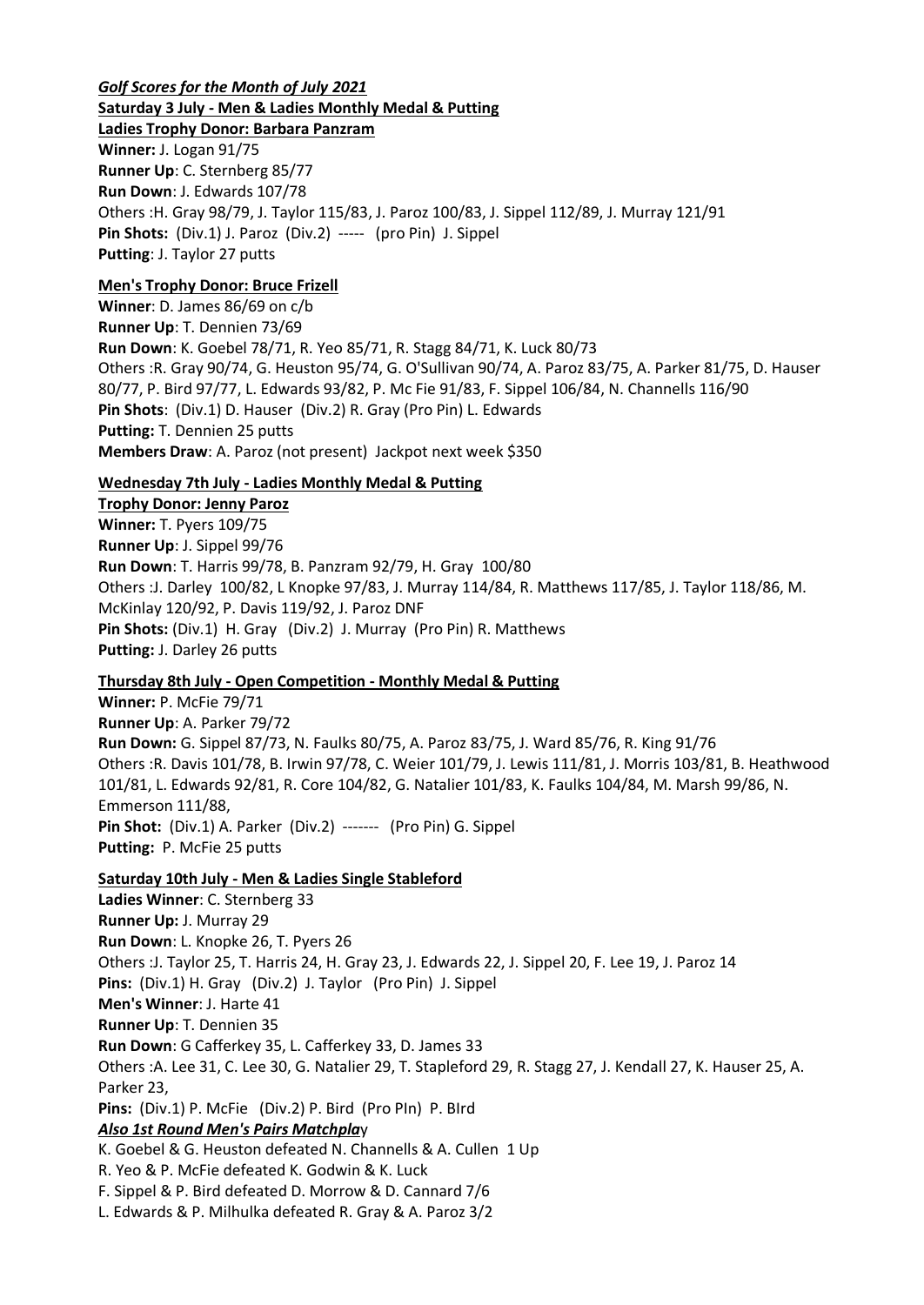***Golf Scores for the Month of July 2021***

**Saturday 3 July - Men & Ladies Monthly Medal & Putting**

**Ladies Trophy Donor: Barbara Panzram**

**Winner:** J. Logan 91/75
**Runner Up**: C. Sternberg 85/77
**Run Down**: J. Edwards 107/78
Others :H. Gray 98/79, J. Taylor 115/83, J. Paroz 100/83, J. Sippel 112/89, J. Murray 121/91
**Pin Shots:** (Div.1) J. Paroz (Div.2) ----- (pro Pin) J. Sippel
**Putting**: J. Taylor 27 putts

**Men's Trophy Donor: Bruce Frizell**

**Winner**: D. James 86/69 on c/b
**Runner Up**: T. Dennien 73/69
**Run Down**: K. Goebel 78/71, R. Yeo 85/71, R. Stagg 84/71, K. Luck 80/73
Others :R. Gray 90/74, G. Heuston 95/74, G. O'Sullivan 90/74, A. Paroz 83/75, A. Parker 81/75, D. Hauser 80/77, P. Bird 97/77, L. Edwards 93/82, P. Mc Fie 91/83, F. Sippel 106/84, N. Channells 116/90
**Pin Shots**: (Div.1) D. Hauser (Div.2) R. Gray (Pro Pin) L. Edwards
**Putting:** T. Dennien 25 putts
**Members Draw**: A. Paroz (not present) Jackpot next week $350

**Wednesday 7th July - Ladies Monthly Medal & Putting**

**Trophy Donor: Jenny Paroz**

**Winner:** T. Pyers 109/75
**Runner Up**: J. Sippel 99/76
**Run Down**: T. Harris 99/78, B. Panzram 92/79, H. Gray 100/80
Others :J. Darley 100/82, L Knopke 97/83, J. Murray 114/84, R. Matthews 117/85, J. Taylor 118/86, M. McKinlay 120/92, P. Davis 119/92, J. Paroz DNF
**Pin Shots:** (Div.1) H. Gray (Div.2) J. Murray (Pro Pin) R. Matthews
**Putting:** J. Darley 26 putts

**Thursday 8th July - Open Competition - Monthly Medal & Putting**

**Winner:** P. McFie 79/71
**Runner Up**: A. Parker 79/72
**Run Down:** G. Sippel 87/73, N. Faulks 80/75, A. Paroz 83/75, J. Ward 85/76, R. King 91/76
Others :R. Davis 101/78, B. Irwin 97/78, C. Weier 101/79, J. Lewis 111/81, J. Morris 103/81, B. Heathwood 101/81, L. Edwards 92/81, R. Core 104/82, G. Natalier 101/83, K. Faulks 104/84, M. Marsh 99/86, N. Emmerson 111/88,
**Pin Shot:** (Div.1) A. Parker (Div.2) ------- (Pro Pin) G. Sippel
**Putting:** P. McFie 25 putts

**Saturday 10th July - Men & Ladies Single Stableford**

**Ladies Winner**: C. Sternberg 33
**Runner Up:** J. Murray 29
**Run Down**: L. Knopke 26, T. Pyers 26
Others :J. Taylor 25, T. Harris 24, H. Gray 23, J. Edwards 22, J. Sippel 20, F. Lee 19, J. Paroz 14
**Pins:** (Div.1) H. Gray (Div.2) J. Taylor (Pro Pin) J. Sippel
**Men's Winner**: J. Harte 41
**Runner Up**: T. Dennien 35
**Run Down**: G Cafferkey 35, L. Cafferkey 33, D. James 33
Others :A. Lee 31, C. Lee 30, G. Natalier 29, T. Stapleford 29, R. Stagg 27, J. Kendall 27, K. Hauser 25, A. Parker 23,
**Pins:** (Div.1) P. McFie (Div.2) P. Bird (Pro PIn) P. BIrd

***Also 1st Round Men's Pairs Matchplay***

K. Goebel & G. Heuston defeated N. Channells & A. Cullen 1 Up
R. Yeo & P. McFie defeated K. Godwin & K. Luck
F. Sippel & P. Bird defeated D. Morrow & D. Cannard 7/6
L. Edwards & P. Milhulka defeated R. Gray & A. Paroz 3/2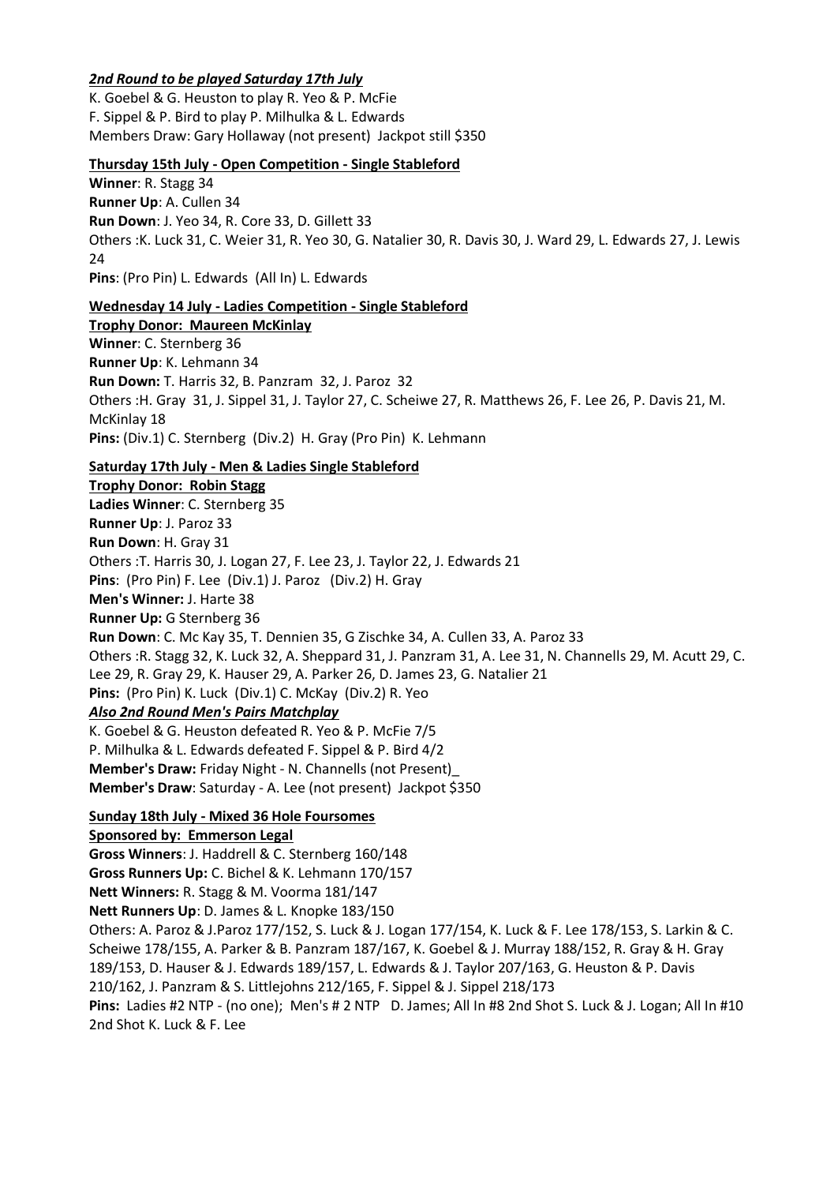***2nd Round to be played Saturday 17th July***

K. Goebel & G. Heuston to play R. Yeo & P. McFie
F. Sippel & P. Bird to play P. Milhulka & L. Edwards
Members Draw: Gary Hollaway (not present) Jackpot still $350

**Thursday 15th July - Open Competition - Single Stableford**

**Winner**: R. Stagg 34
**Runner Up**: A. Cullen 34
**Run Down**: J. Yeo 34, R. Core 33, D. Gillett 33
Others :K. Luck 31, C. Weier 31, R. Yeo 30, G. Natalier 30, R. Davis 30, J. Ward 29, L. Edwards 27, J. Lewis 24
**Pins**: (Pro Pin) L. Edwards (All In) L. Edwards

**Wednesday 14 July - Ladies Competition - Single Stableford**

**Trophy Donor: Maureen McKinlay**
**Winner**: C. Sternberg 36
**Runner Up**: K. Lehmann 34
**Run Down:** T. Harris 32, B. Panzram 32, J. Paroz 32
Others :H. Gray 31, J. Sippel 31, J. Taylor 27, C. Scheiwe 27, R. Matthews 26, F. Lee 26, P. Davis 21, M. McKinlay 18
**Pins:** (Div.1) C. Sternberg (Div.2) H. Gray (Pro Pin) K. Lehmann

**Saturday 17th July - Men & Ladies Single Stableford**

**Trophy Donor: Robin Stagg**
**Ladies Winner**: C. Sternberg 35
**Runner Up**: J. Paroz 33
**Run Down**: H. Gray 31
Others :T. Harris 30, J. Logan 27, F. Lee 23, J. Taylor 22, J. Edwards 21
**Pins**: (Pro Pin) F. Lee (Div.1) J. Paroz (Div.2) H. Gray
**Men's Winner:** J. Harte 38
**Runner Up:** G Sternberg 36
**Run Down**: C. Mc Kay 35, T. Dennien 35, G Zischke 34, A. Cullen 33, A. Paroz 33
Others :R. Stagg 32, K. Luck 32, A. Sheppard 31, J. Panzram 31, A. Lee 31, N. Channells 29, M. Acutt 29, C. Lee 29, R. Gray 29, K. Hauser 29, A. Parker 26, D. James 23, G. Natalier 21
**Pins:** (Pro Pin) K. Luck (Div.1) C. McKay (Div.2) R. Yeo
***Also 2nd Round Men's Pairs Matchplay***
K. Goebel & G. Heuston defeated R. Yeo & P. McFie 7/5
P. Milhulka & L. Edwards defeated F. Sippel & P. Bird 4/2
**Member's Draw:** Friday Night - N. Channells (not Present)_
**Member's Draw**: Saturday - A. Lee (not present) Jackpot $350

**Sunday 18th July - Mixed 36 Hole Foursomes**

**Sponsored by: Emmerson Legal**
**Gross Winners**: J. Haddrell & C. Sternberg 160/148
**Gross Runners Up:** C. Bichel & K. Lehmann 170/157
**Nett Winners:** R. Stagg & M. Voorma 181/147
**Nett Runners Up**: D. James & L. Knopke 183/150
Others: A. Paroz & J.Paroz 177/152, S. Luck & J. Logan 177/154, K. Luck & F. Lee 178/153, S. Larkin & C. Scheiwe 178/155, A. Parker & B. Panzram 187/167, K. Goebel & J. Murray 188/152, R. Gray & H. Gray 189/153, D. Hauser & J. Edwards 189/157, L. Edwards & J. Taylor 207/163, G. Heuston & P. Davis 210/162, J. Panzram & S. Littlejohns 212/165, F. Sippel & J. Sippel 218/173
**Pins:** Ladies #2 NTP - (no one); Men's # 2 NTP D. James; All In #8 2nd Shot S. Luck & J. Logan; All In #10 2nd Shot K. Luck & F. Lee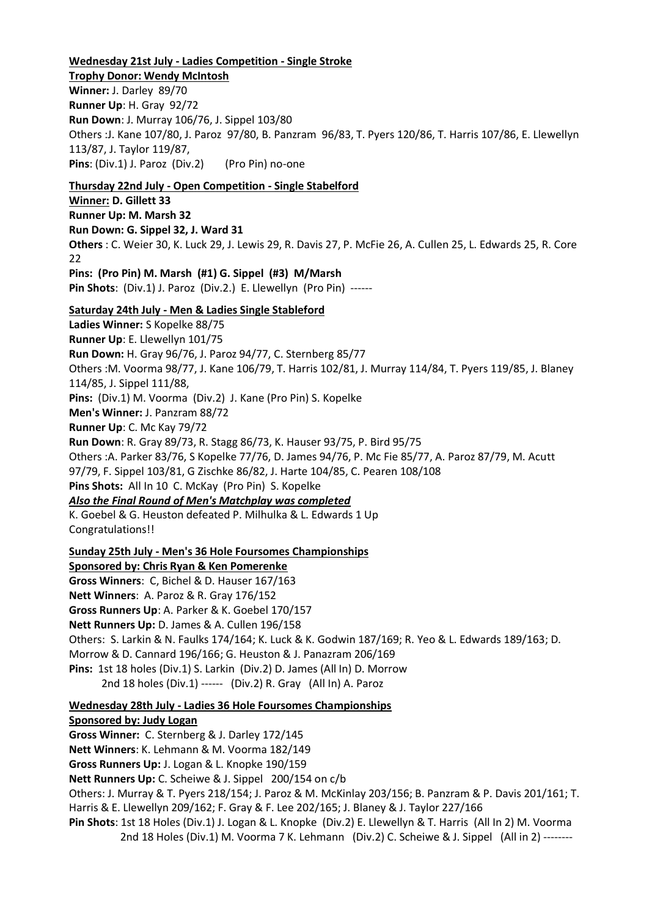**Wednesday 21st July - Ladies Competition - Single Stroke**

**Trophy Donor: Wendy McIntosh**

**Winner:** J. Darley 89/70
**Runner Up**: H. Gray 92/72
**Run Down**: J. Murray 106/76, J. Sippel 103/80
Others :J. Kane 107/80, J. Paroz 97/80, B. Panzram 96/83, T. Pyers 120/86, T. Harris 107/86, E. Llewellyn 113/87, J. Taylor 119/87,
**Pins**: (Div.1) J. Paroz (Div.2) (Pro Pin) no-one

**Thursday 22nd July - Open Competition - Single Stabelford**

**Winner: D. Gillett 33**
**Runner Up: M. Marsh 32**
**Run Down: G. Sippel 32, J. Ward 31**
**Others** : C. Weier 30, K. Luck 29, J. Lewis 29, R. Davis 27, P. McFie 26, A. Cullen 25, L. Edwards 25, R. Core 22
**Pins: (Pro Pin) M. Marsh (#1) G. Sippel (#3) M/Marsh**
**Pin Shots**: (Div.1) J. Paroz (Div.2.) E. Llewellyn (Pro Pin) ------

**Saturday 24th July - Men & Ladies Single Stableford**

**Ladies Winner:** S Kopelke 88/75
**Runner Up**: E. Llewellyn 101/75
**Run Down:** H. Gray 96/76, J. Paroz 94/77, C. Sternberg 85/77
Others :M. Voorma 98/77, J. Kane 106/79, T. Harris 102/81, J. Murray 114/84, T. Pyers 119/85, J. Blaney 114/85, J. Sippel 111/88,
**Pins:** (Div.1) M. Voorma (Div.2) J. Kane (Pro Pin) S. Kopelke
**Men's Winner:** J. Panzram 88/72
**Runner Up**: C. Mc Kay 79/72
**Run Down**: R. Gray 89/73, R. Stagg 86/73, K. Hauser 93/75, P. Bird 95/75
Others :A. Parker 83/76, S Kopelke 77/76, D. James 94/76, P. Mc Fie 85/77, A. Paroz 87/79, M. Acutt 97/79, F. Sippel 103/81, G Zischke 86/82, J. Harte 104/85, C. Pearen 108/108
**Pins Shots:** All In 10 C. McKay (Pro Pin) S. Kopelke

***Also the Final Round of Men's Matchplay was completed***

K. Goebel & G. Heuston defeated P. Milhulka & L. Edwards 1 Up
Congratulations!!

**Sunday 25th July - Men's 36 Hole Foursomes Championships**

**Sponsored by: Chris Ryan & Ken Pomerenke**

**Gross Winners**: C, Bichel & D. Hauser 167/163
**Nett Winners**: A. Paroz & R. Gray 176/152
**Gross Runners Up**: A. Parker & K. Goebel 170/157
**Nett Runners Up:** D. James & A. Cullen 196/158
Others: S. Larkin & N. Faulks 174/164; K. Luck & K. Godwin 187/169; R. Yeo & L. Edwards 189/163; D. Morrow & D. Cannard 196/166; G. Heuston & J. Panazram 206/169
**Pins:** 1st 18 holes (Div.1) S. Larkin (Div.2) D. James (All In) D. Morrow
2nd 18 holes (Div.1) ------ (Div.2) R. Gray (All In) A. Paroz

**Wednesday 28th July - Ladies 36 Hole Foursomes Championships**

**Sponsored by: Judy Logan**

**Gross Winner:** C. Sternberg & J. Darley 172/145
**Nett Winners**: K. Lehmann & M. Voorma 182/149
**Gross Runners Up:** J. Logan & L. Knopke 190/159
**Nett Runners Up:** C. Scheiwe & J. Sippel 200/154 on c/b
Others: J. Murray & T. Pyers 218/154; J. Paroz & M. McKinlay 203/156; B. Panzram & P. Davis 201/161; T. Harris & E. Llewellyn 209/162; F. Gray & F. Lee 202/165; J. Blaney & J. Taylor 227/166
**Pin Shots**: 1st 18 Holes (Div.1) J. Logan & L. Knopke (Div.2) E. Llewellyn & T. Harris (All In 2) M. Voorma
2nd 18 Holes (Div.1) M. Voorma 7 K. Lehmann (Div.2) C. Scheiwe & J. Sippel (All in 2) --------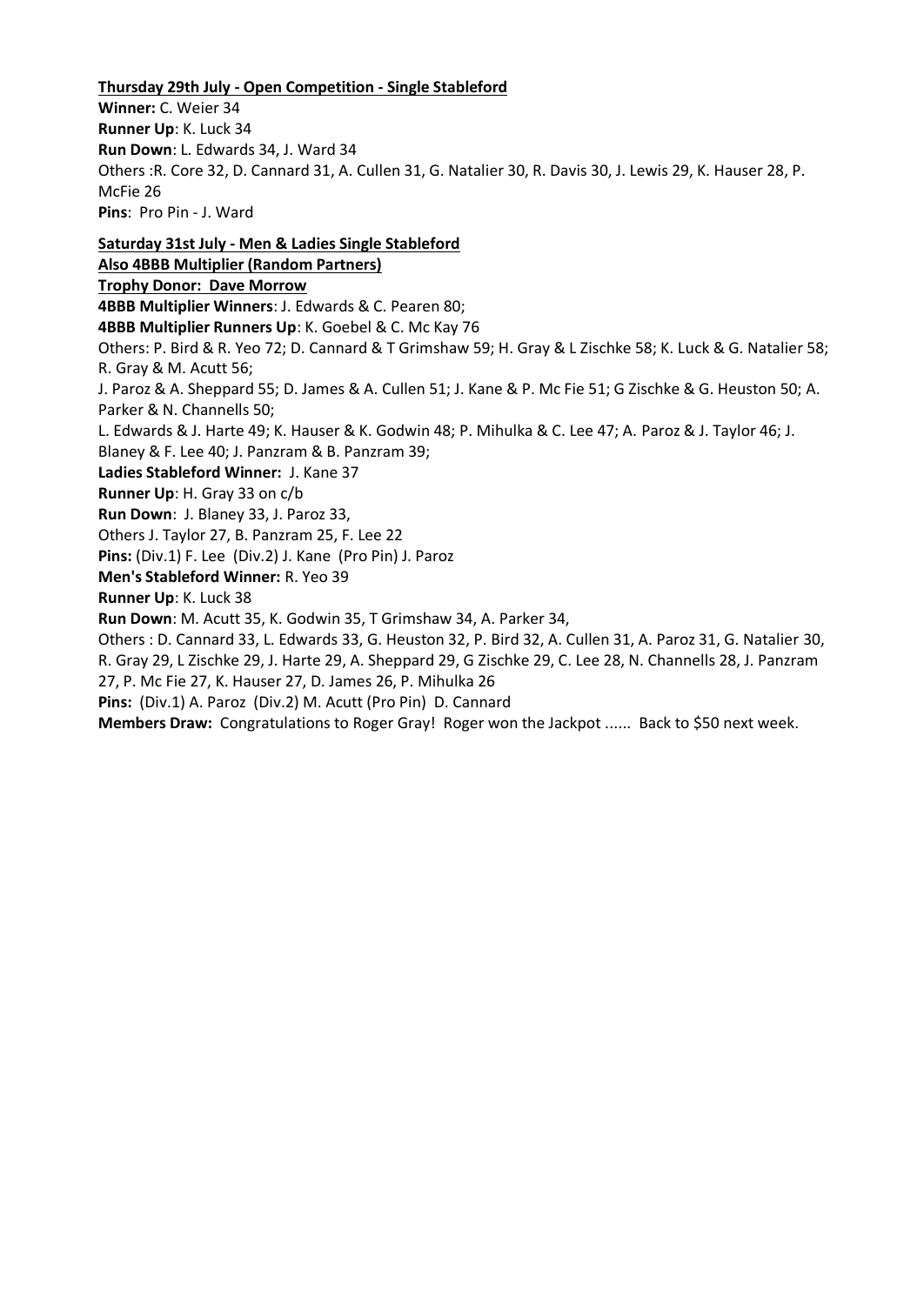**<u>Thursday 29th July - Open Competition - Single Stableford</u>**

**Winner:** C. Weier 34
**Runner Up**: K. Luck 34
**Run Down**: L. Edwards 34, J. Ward 34
Others :R. Core 32, D. Cannard 31, A. Cullen 31, G. Natalier 30, R. Davis 30, J. Lewis 29, K. Hauser 28, P. McFie 26
**Pins**: Pro Pin - J. Ward

**<u>Saturday 31st July - Men & Ladies Single Stableford</u>**
**<u>Also 4BBB Multiplier (Random Partners)</u>**
**<u>Trophy Donor: Dave Morrow</u>**

**4BBB Multiplier Winners**: J. Edwards & C. Pearen 80;
**4BBB Multiplier Runners Up**: K. Goebel & C. Mc Kay 76
Others: P. Bird & R. Yeo 72; D. Cannard & T Grimshaw 59; H. Gray & L Zischke 58; K. Luck & G. Natalier 58; R. Gray & M. Acutt 56;
J. Paroz & A. Sheppard 55; D. James & A. Cullen 51; J. Kane & P. Mc Fie 51; G Zischke & G. Heuston 50; A. Parker & N. Channells 50;
L. Edwards & J. Harte 49; K. Hauser & K. Godwin 48; P. Mihulka & C. Lee 47; A. Paroz & J. Taylor 46; J. Blaney & F. Lee 40; J. Panzram & B. Panzram 39;
**Ladies Stableford Winner:** J. Kane 37
**Runner Up**: H. Gray 33 on c/b
**Run Down**: J. Blaney 33, J. Paroz 33,
Others J. Taylor 27, B. Panzram 25, F. Lee 22
**Pins:** (Div.1) F. Lee (Div.2) J. Kane (Pro Pin) J. Paroz
**Men's Stableford Winner:** R. Yeo 39
**Runner Up**: K. Luck 38
**Run Down**: M. Acutt 35, K. Godwin 35, T Grimshaw 34, A. Parker 34,
Others : D. Cannard 33, L. Edwards 33, G. Heuston 32, P. Bird 32, A. Cullen 31, A. Paroz 31, G. Natalier 30, R. Gray 29, L Zischke 29, J. Harte 29, A. Sheppard 29, G Zischke 29, C. Lee 28, N. Channells 28, J. Panzram 27, P. Mc Fie 27, K. Hauser 27, D. James 26, P. Mihulka 26
**Pins:** (Div.1) A. Paroz (Div.2) M. Acutt (Pro Pin) D. Cannard
**Members Draw:** Congratulations to Roger Gray! Roger won the Jackpot ...... Back to $50 next week.